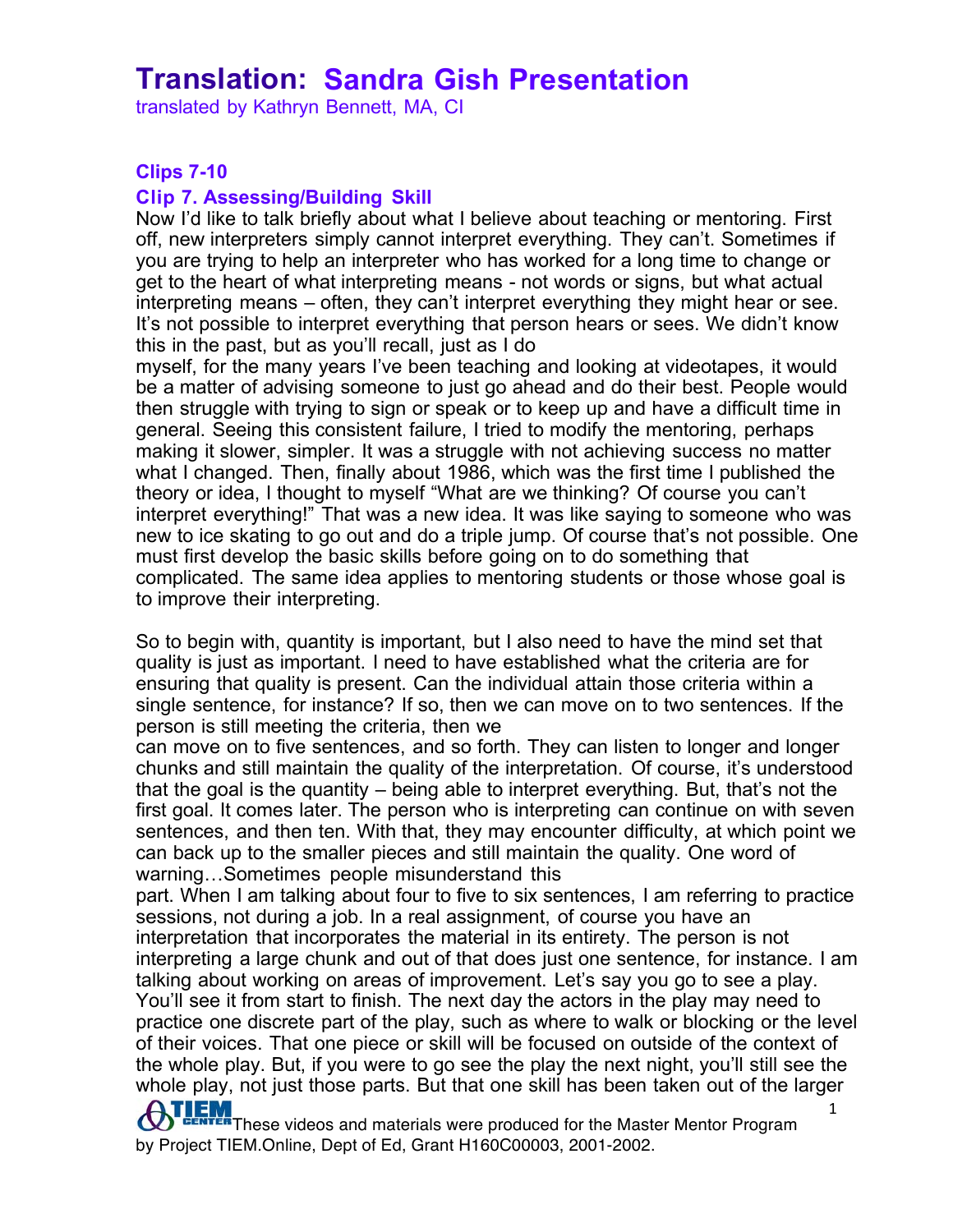# Translation: Sandra Gish Presentation

translated by Kathryn Bennett, MA, CI

## Clips 7-10

### Clip 7. Assessing/Building Skill

Now I'd like to talk briefly about what I believe about teaching or mentoring. First off, new interpreters simply cannot interpret everything. They can't. Sometimes if you are trying to help an interpreter who has worked for a long time to change or get to the heart of what interpreting means - not words or signs, but what actual interpreting means – often, they can't interpret everything they might hear or see. It's not possible to interpret everything that person hears or sees. We didn't know this in the past, but as you'll recall, just as I do myself, for the many years I've been teaching and looking at videotapes, it would be a matter of advising someone to just go ahead and do their best. People would then struggle with trying to sign or speak or to keep up and have a difficult time in general. Seeing this consistent failure, I tried to modify the mentoring, perhaps making it slower, simpler. It was a struggle with not achieving success no matter what I changed. Then, finally about 1986, which was the first time I published the theory or idea, I thought to myself "What are we thinking? Of course you can't interpret everything!" That was a new idea. It was like saying to someone who was new to ice skating to go out and do a triple jump. Of course that's not possible. One must first develop the basic skills before going on to do something that complicated. The same idea applies to mentoring students or those whose goal is to improve their interpreting.

So to begin with, quantity is important, but I also need to have the mind set that quality is just as important. I need to have established what the criteria are for ensuring that quality is present. Can the individual attain those criteria within a single sentence, for instance? If so, then we can move on to two sentences. If the person is still meeting the criteria, then we can move on to five sentences, and so forth. They can listen to longer and longer chunks and still maintain the quality of the interpretation. Of course, it's understood that the goal is the quantity – being able to interpret everything. But, that's not the first goal. It comes later. The person who is interpreting can continue on with seven sentences, and then ten. With that, they may encounter difficulty, at which point we can back up to the smaller pieces and still maintain the quality. One word of warning…Sometimes people misunderstand this part. When I am talking about four to five to six sentences, I am referring to practice sessions, not during a job. In a real assignment, of course you have an interpretation that incorporates the material in its entirety. The person is not interpreting a large chunk and out of that does just one sentence, for instance. I am talking about working on areas of improvement. Let's say you go to see a play. You'll see it from start to finish. The next day the actors in the play may need to practice one discrete part of the play, such as where to walk or blocking or the level of their voices. That one piece or skill will be focused on outside of the context of the whole play. But, if you were to go see the play the next night, you'll still see the whole play, not just those parts. But that one skill has been taken out of the larger

These videos and materials were produced for the Master Mentor Program by Project TIEM.Online, Dept of Ed, Grant H160C00003, 2001-2002.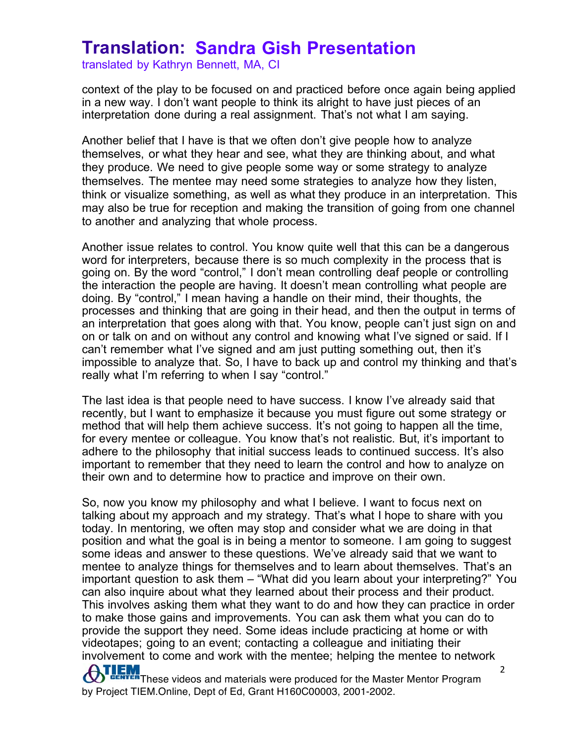context of the play to be focused on and practiced before once again being applied in a new way. I don't want people to think its alright to have just pieces of an interpretation done during a real assignment. That's not what I am saying.

Another belief that I have is that we often don't give people how to analyze themselves, or what they hear and see, what they are thinking about, and what they produce. We need to give people some way or some strategy to analyze themselves. The mentee may need some strategies to analyze how they listen, think or visualize something, as well as what they produce in an interpretation. This may also be true for reception and making the transition of going from one channel to another and analyzing that whole process.

Another issue relates to control. You know quite well that this can be a dangerous word for interpreters, because there is so much complexity in the process that is going on. By the word "control," I don't mean controlling deaf people or controlling the interaction the people are having. It doesn't mean controlling what people are doing. By "control," I mean having a handle on their mind, their thoughts, the processes and thinking that are going in their head, and then the output in terms of an interpretation that goes along with that. You know, people can't just sign on and on or talk on and on without any control and knowing what I've signed or said. If I can't remember what I've signed and am just putting something out, then it's impossible to analyze that. So, I have to back up and control my thinking and that's really what I'm referring to when I say "control."

The last idea is that people need to have success. I know I've already said that recently, but I want to emphasize it because you must figure out some strategy or method that will help them achieve success. It's not going to happen all the time, for every mentee or colleague. You know that's not realistic. But, it's important to adhere to the philosophy that initial success leads to continued success. It's also important to remember that they need to learn the control and how to analyze on their own and to determine how to practice and improve on their own.

So, now you know my philosophy and what I believe. I want to focus next on talking about my approach and my strategy. That's what I hope to share with you today. In mentoring, we often may stop and consider what we are doing in that position and what the goal is in being a mentor to someone. I am going to suggest some ideas and answer to these questions. We've already said that we want to mentee to analyze things for themselves and to learn about themselves. That's an important question to ask them – "What did you learn about your interpreting?" You can also inquire about what they learned about their process and their product. This involves asking them what they want to do and how they can practice in order to make those gains and improvements. You can ask them what you can do to provide the support they need. Some ideas include practicing at home or with videotapes; going to an event; contacting a colleague and initiating their involvement to come and work with the mentee; helping the mentee to network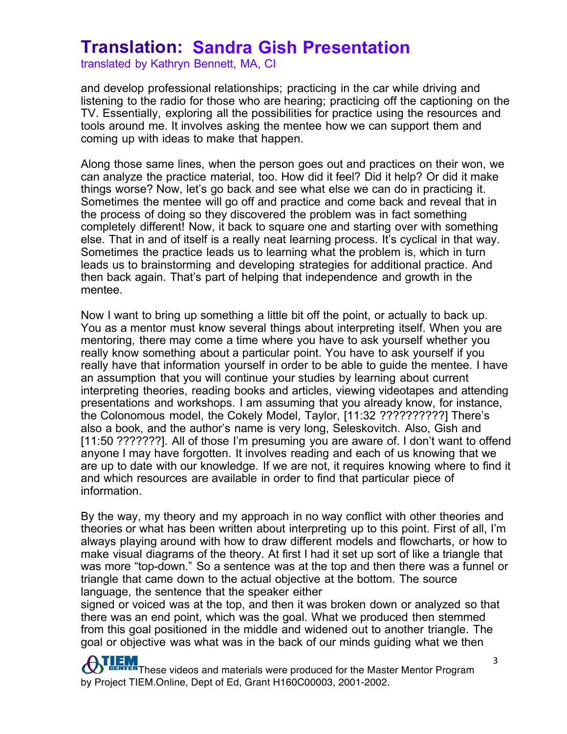and develop professional relationships; practicing in the car while driving and listening to the radio for those who are hearing; practicing off the captioning on the TV. Essentially, exploring all the possibilities for practice using the resources and tools around me. It involves asking the mentee how we can support them and coming up with ideas to make that happen.

Along those same lines, when the person goes out and practices on their won, we can analyze the practice material, too. How did it feel? Did it help? Or did it make things worse? Now, let's go back and see what else we can do in practicing it. Sometimes the mentee will go off and practice and come back and reveal that in the process of doing so they discovered the problem was in fact something completely different! Now, it back to square one and starting over with something else. That in and of itself is a really neat learning process. It's cyclical in that way. Sometimes the practice leads us to learning what the problem is, which in turn leads us to brainstorming and developing strategies for additional practice. And then back again. That's part of helping that independence and growth in the mentee.

Now I want to bring up something a little bit off the point, or actually to back up. You as a mentor must know several things about interpreting itself. When you are mentoring, there may come a time where you have to ask yourself whether you really know something about a particular point. You have to ask yourself if you really have that information yourself in order to be able to guide the mentee. I have an assumption that you will continue your studies by learning about current interpreting theories, reading books and articles, viewing videotapes and attending presentations and workshops. I am assuming that you already know, for instance, the Colonomous model, the Cokely Model, Taylor, [11:32 ??????????] There's also a book, and the author's name is very long, Seleskovitch. Also, Gish and [11:50 ???????]. All of those I'm presuming you are aware of. I don't want to offend anyone I may have forgotten. It involves reading and each of us knowing that we are up to date with our knowledge. If we are not, it requires knowing where to find it and which resources are available in order to find that particular piece of information.

By the way, my theory and my approach in no way conflict with other theories and theories or what has been written about interpreting up to this point. First of all, I'm always playing around with how to draw different models and flowcharts, or how to make visual diagrams of the theory. At first I had it set up sort of like a triangle that was more "top-down." So a sentence was at the top and then there was a funnel or triangle that came down to the actual objective at the bottom. The source language, the sentence that the speaker either signed or voiced was at the top, and then it was broken down or analyzed so that there was an end point, which was the goal. What we produced then stemmed from this goal positioned in the middle and widened out to another triangle. The goal or objective was what was in the back of our minds guiding what we then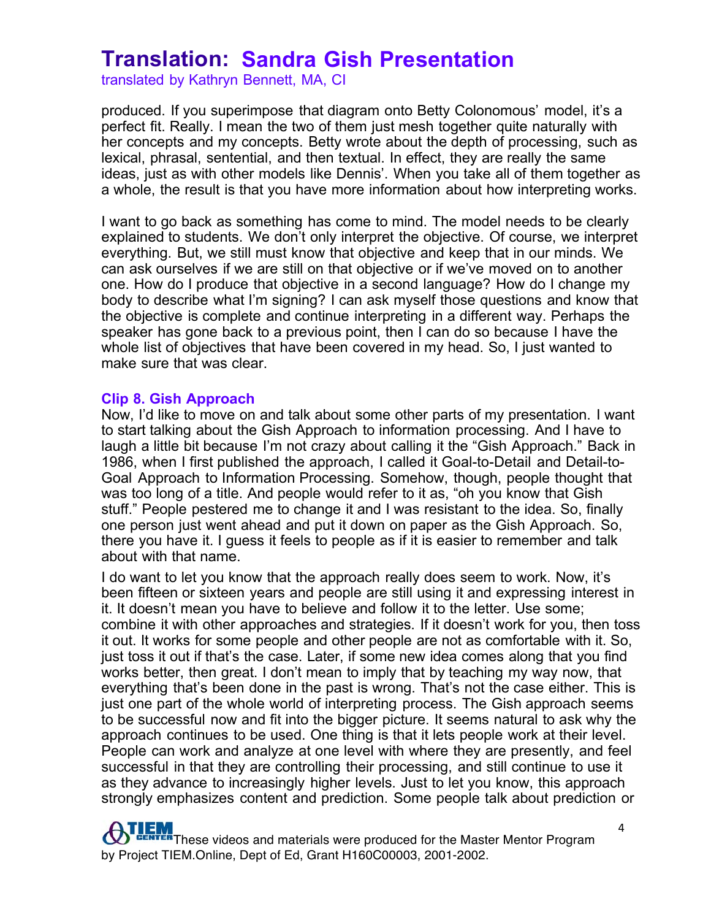produced. If you superimpose that diagram onto Betty Colonomous' model, it's a perfect fit. Really. I mean the two of them just mesh together quite naturally with her concepts and my concepts. Betty wrote about the depth of processing, such as lexical, phrasal, sentential, and then textual. In effect, they are really the same ideas, just as with other models like Dennis'. When you take all of them together as a whole, the result is that you have more information about how interpreting works.

I want to go back as something has come to mind. The model needs to be clearly explained to students. We don't only interpret the objective. Of course, we interpret everything. But, we still must know that objective and keep that in our minds. We can ask ourselves if we are still on that objective or if we've moved on to another one. How do I produce that objective in a second language? How do I change my body to describe what I'm signing? I can ask myself those questions and know that the objective is complete and continue interpreting in a different way. Perhaps the speaker has gone back to a previous point, then I can do so because I have the whole list of objectives that have been covered in my head. So, I just wanted to make sure that was clear.

### Clip 8. Gish Approach

Now, I'd like to move on and talk about some other parts of my presentation. I want to start talking about the Gish Approach to information processing. And I have to laugh a little bit because I'm not crazy about calling it the "Gish Approach." Back in 1986, when I first published the approach, I called it Goal-to-Detail and Detail-to-Goal Approach to Information Processing. Somehow, though, people thought that was too long of a title. And people would refer to it as, "oh you know that Gish stuff." People pestered me to change it and I was resistant to the idea. So, finally one person just went ahead and put it down on paper as the Gish Approach. So, there you have it. I guess it feels to people as if it is easier to remember and talk about with that name.

I do want to let you know that the approach really does seem to work. Now, it's been fifteen or sixteen years and people are still using it and expressing interest in it. It doesn't mean you have to believe and follow it to the letter. Use some; combine it with other approaches and strategies. If it doesn't work for you, then toss it out. It works for some people and other people are not as comfortable with it. So, just toss it out if that's the case. Later, if some new idea comes along that you find works better, then great. I don't mean to imply that by teaching my way now, that everything that's been done in the past is wrong. That's not the case either. This is just one part of the whole world of interpreting process. The Gish approach seems to be successful now and fit into the bigger picture. It seems natural to ask why the approach continues to be used. One thing is that it lets people work at their level. People can work and analyze at one level with where they are presently, and feel successful in that they are controlling their processing, and still continue to use it as they advance to increasingly higher levels. Just to let you know, this approach strongly emphasizes content and prediction. Some people talk about prediction or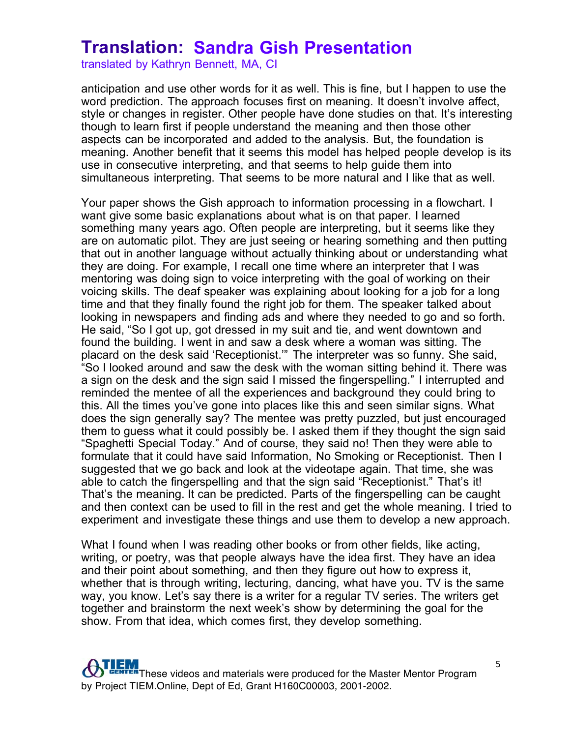anticipation and use other words for it as well. This is fine, but I happen to use the word prediction. The approach focuses first on meaning. It doesn't involve affect, style or changes in register. Other people have done studies on that. It's interesting though to learn first if people understand the meaning and then those other aspects can be incorporated and added to the analysis. But, the foundation is meaning. Another benefit that it seems this model has helped people develop is its use in consecutive interpreting, and that seems to help guide them into simultaneous interpreting. That seems to be more natural and I like that as well.

Your paper shows the Gish approach to information processing in a flowchart. I want give some basic explanations about what is on that paper. I learned something many years ago. Often people are interpreting, but it seems like they are on automatic pilot. They are just seeing or hearing something and then putting that out in another language without actually thinking about or understanding what they are doing. For example, I recall one time where an interpreter that I was mentoring was doing sign to voice interpreting with the goal of working on their voicing skills. The deaf speaker was explaining about looking for a job for a long time and that they finally found the right job for them. The speaker talked about looking in newspapers and finding ads and where they needed to go and so forth. He said, "So I got up, got dressed in my suit and tie, and went downtown and found the building. I went in and saw a desk where a woman was sitting. The placard on the desk said 'Receptionist.'" The interpreter was so funny. She said, "So I looked around and saw the desk with the woman sitting behind it. There was a sign on the desk and the sign said I missed the fingerspelling." I interrupted and reminded the mentee of all the experiences and background they could bring to this. All the times you've gone into places like this and seen similar signs. What does the sign generally say? The mentee was pretty puzzled, but just encouraged them to guess what it could possibly be. I asked them if they thought the sign said "Spaghetti Special Today." And of course, they said no! Then they were able to formulate that it could have said Information, No Smoking or Receptionist. Then I suggested that we go back and look at the videotape again. That time, she was able to catch the fingerspelling and that the sign said "Receptionist." That's it! That's the meaning. It can be predicted. Parts of the fingerspelling can be caught and then context can be used to fill in the rest and get the whole meaning. I tried to experiment and investigate these things and use them to develop a new approach.

What I found when I was reading other books or from other fields, like acting, writing, or poetry, was that people always have the idea first. They have an idea and their point about something, and then they figure out how to express it, whether that is through writing, lecturing, dancing, what have you. TV is the same way, you know. Let's say there is a writer for a regular TV series. The writers get together and brainstorm the next week's show by determining the goal for the show. From that idea, which comes first, they develop something.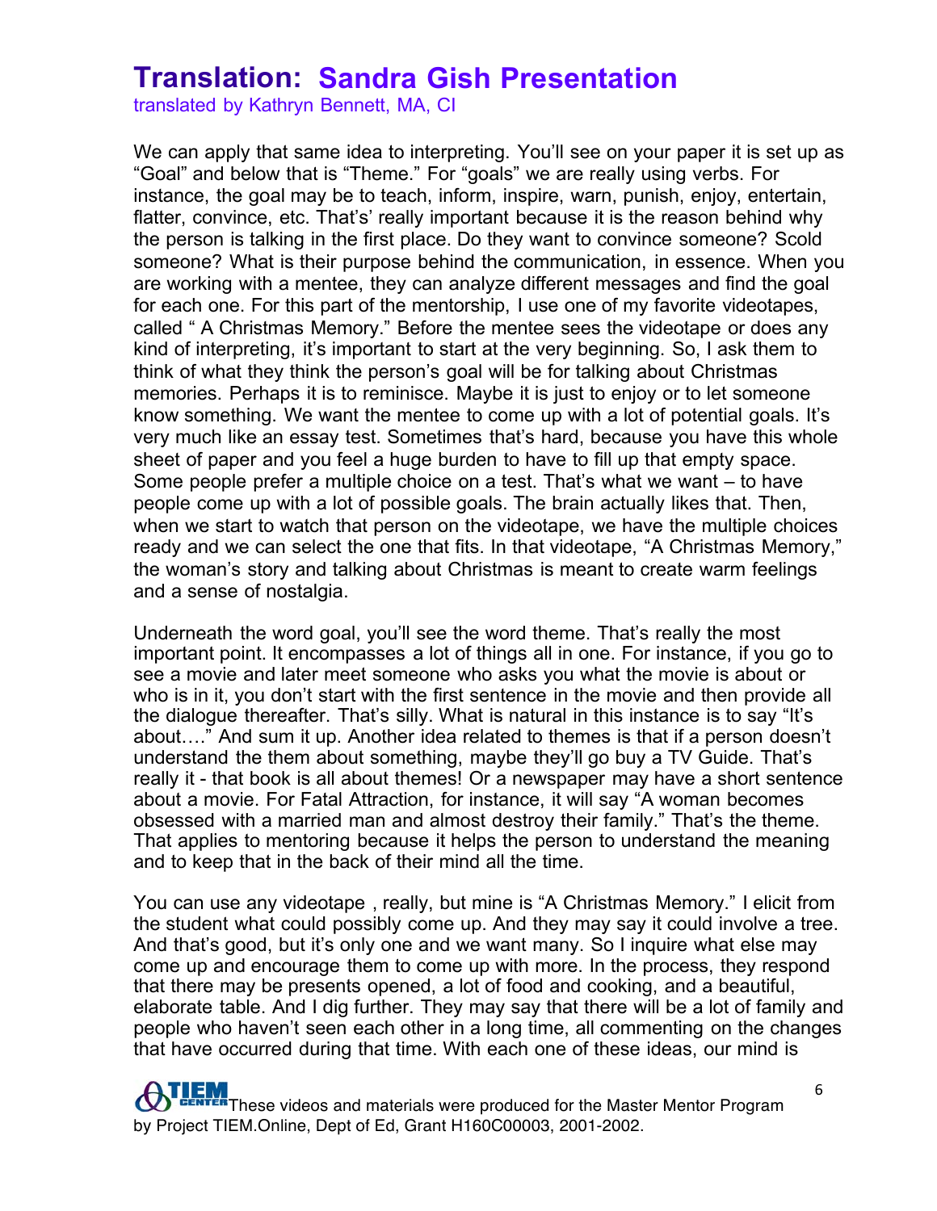# Translation: Sandra Gish Presentation

translated by Kathryn Bennett, MA, CI

We can apply that same idea to interpreting. You'll see on your paper it is set up as "Goal" and below that is "Theme." For "goals" we are really using verbs. For instance, the goal may be to teach, inform, inspire, warn, punish, enjoy, entertain, flatter, convince, etc. That's' really important because it is the reason behind why the person is talking in the first place. Do they want to convince someone? Scold someone? What is their purpose behind the communication, in essence. When you are working with a mentee, they can analyze different messages and find the goal for each one. For this part of the mentorship, I use one of my favorite videotapes, called " A Christmas Memory." Before the mentee sees the videotape or does any kind of interpreting, it's important to start at the very beginning. So, I ask them to think of what they think the person's goal will be for talking about Christmas memories. Perhaps it is to reminisce. Maybe it is just to enjoy or to let someone know something. We want the mentee to come up with a lot of potential goals. It's very much like an essay test. Sometimes that's hard, because you have this whole sheet of paper and you feel a huge burden to have to fill up that empty space. Some people prefer a multiple choice on a test. That's what we want – to have people come up with a lot of possible goals. The brain actually likes that. Then, when we start to watch that person on the videotape, we have the multiple choices ready and we can select the one that fits. In that videotape, "A Christmas Memory," the woman's story and talking about Christmas is meant to create warm feelings and a sense of nostalgia.

Underneath the word goal, you'll see the word theme. That's really the most important point. It encompasses a lot of things all in one. For instance, if you go to see a movie and later meet someone who asks you what the movie is about or who is in it, you don't start with the first sentence in the movie and then provide all the dialogue thereafter. That's silly. What is natural in this instance is to say "It's about…." And sum it up. Another idea related to themes is that if a person doesn't understand the them about something, maybe they'll go buy a TV Guide. That's really it - that book is all about themes! Or a newspaper may have a short sentence about a movie. For Fatal Attraction, for instance, it will say "A woman becomes obsessed with a married man and almost destroy their family." That's the theme. That applies to mentoring because it helps the person to understand the meaning and to keep that in the back of their mind all the time.

You can use any videotape , really, but mine is "A Christmas Memory." I elicit from the student what could possibly come up. And they may say it could involve a tree. And that's good, but it's only one and we want many. So I inquire what else may come up and encourage them to come up with more. In the process, they respond that there may be presents opened, a lot of food and cooking, and a beautiful, elaborate table. And I dig further. They may say that there will be a lot of family and people who haven't seen each other in a long time, all commenting on the changes that have occurred during that time. With each one of these ideas, our mind is

These videos and materials were produced for the Master Mentor Program by Project TIEM.Online, Dept of Ed, Grant H160C00003, 2001-2002.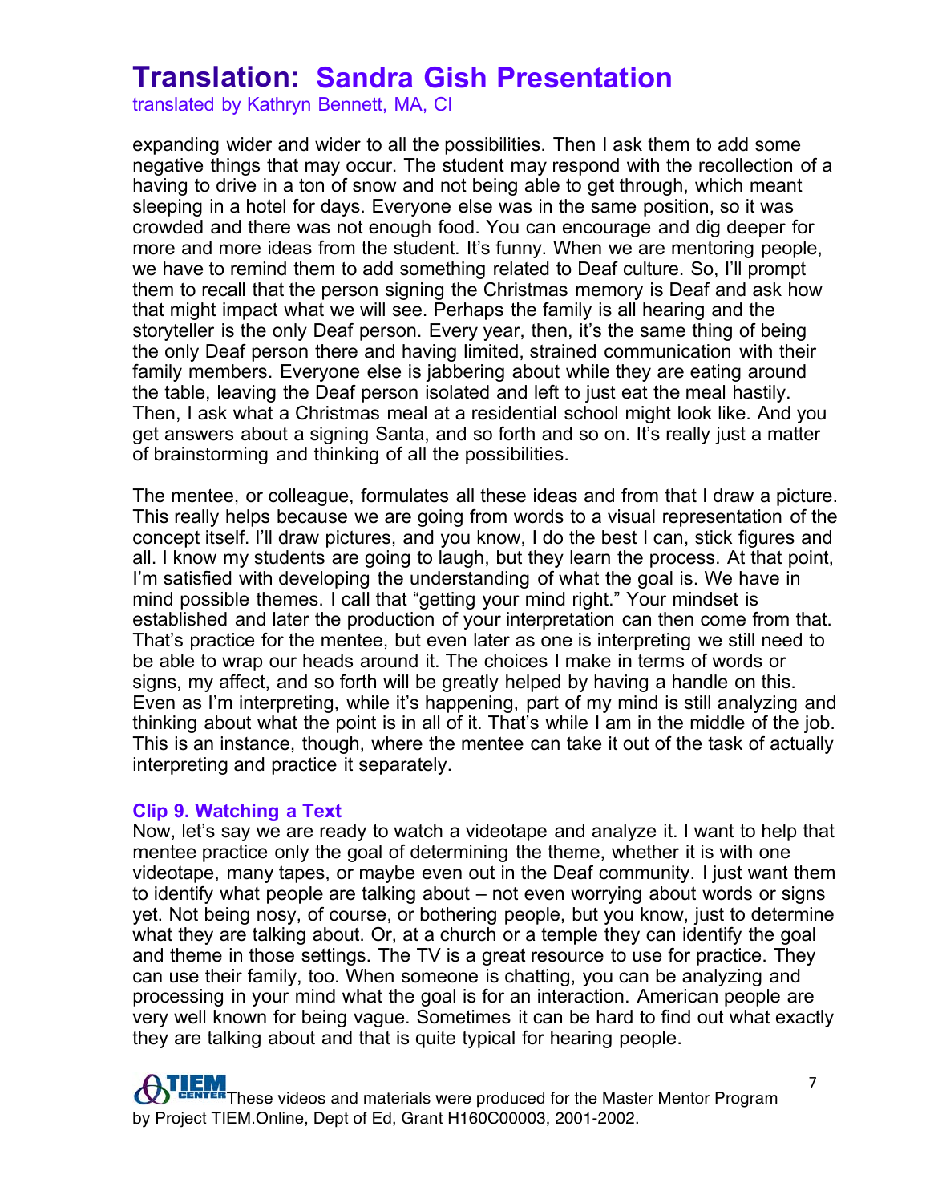expanding wider and wider to all the possibilities. Then I ask them to add some negative things that may occur. The student may respond with the recollection of a having to drive in a ton of snow and not being able to get through, which meant sleeping in a hotel for days. Everyone else was in the same position, so it was crowded and there was not enough food. You can encourage and dig deeper for more and more ideas from the student. It's funny. When we are mentoring people, we have to remind them to add something related to Deaf culture. So, I'll prompt them to recall that the person signing the Christmas memory is Deaf and ask how that might impact what we will see. Perhaps the family is all hearing and the storyteller is the only Deaf person. Every year, then, it's the same thing of being the only Deaf person there and having limited, strained communication with their family members. Everyone else is jabbering about while they are eating around the table, leaving the Deaf person isolated and left to just eat the meal hastily. Then, I ask what a Christmas meal at a residential school might look like. And you get answers about a signing Santa, and so forth and so on. It's really just a matter of brainstorming and thinking of all the possibilities.

The mentee, or colleague, formulates all these ideas and from that I draw a picture. This really helps because we are going from words to a visual representation of the concept itself. I'll draw pictures, and you know, I do the best I can, stick figures and all. I know my students are going to laugh, but they learn the process. At that point, I'm satisfied with developing the understanding of what the goal is. We have in mind possible themes. I call that "getting your mind right." Your mindset is established and later the production of your interpretation can then come from that. That's practice for the mentee, but even later as one is interpreting we still need to be able to wrap our heads around it. The choices I make in terms of words or signs, my affect, and so forth will be greatly helped by having a handle on this. Even as I'm interpreting, while it's happening, part of my mind is still analyzing and thinking about what the point is in all of it. That's while I am in the middle of the job. This is an instance, though, where the mentee can take it out of the task of actually interpreting and practice it separately.

### Clip 9. Watching a Text

Now, let's say we are ready to watch a videotape and analyze it. I want to help that mentee practice only the goal of determining the theme, whether it is with one videotape, many tapes, or maybe even out in the Deaf community. I just want them to identify what people are talking about – not even worrying about words or signs yet. Not being nosy, of course, or bothering people, but you know, just to determine what they are talking about. Or, at a church or a temple they can identify the goal and theme in those settings. The TV is a great resource to use for practice. They can use their family, too. When someone is chatting, you can be analyzing and processing in your mind what the goal is for an interaction. American people are very well known for being vague. Sometimes it can be hard to find out what exactly they are talking about and that is quite typical for hearing people.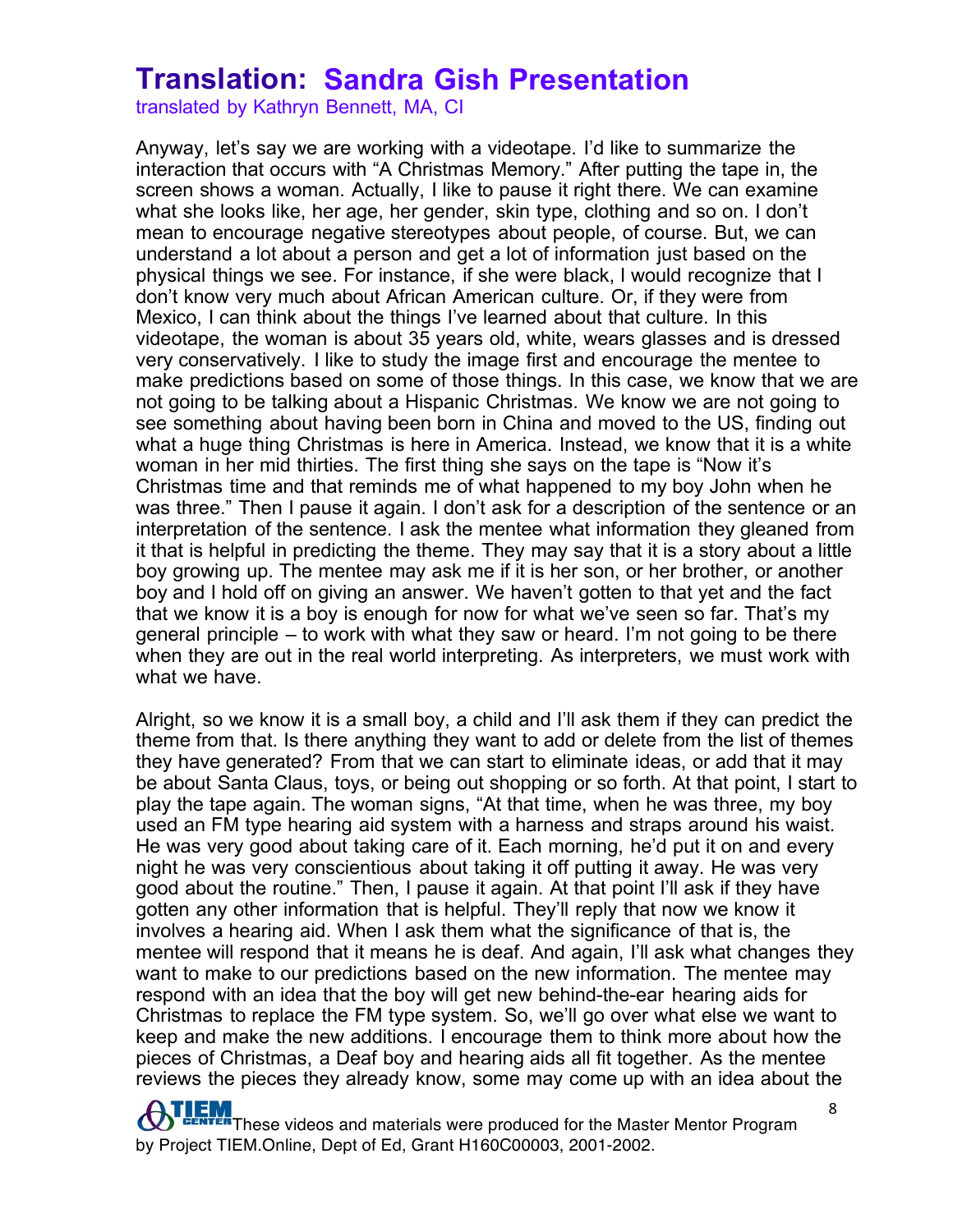# Translation: Sandra Gish Presentation

translated by Kathryn Bennett, MA, CI

Anyway, let's say we are working with a videotape. I'd like to summarize the interaction that occurs with "A Christmas Memory." After putting the tape in, the screen shows a woman. Actually, I like to pause it right there. We can examine what she looks like, her age, her gender, skin type, clothing and so on. I don't mean to encourage negative stereotypes about people, of course. But, we can understand a lot about a person and get a lot of information just based on the physical things we see. For instance, if she were black, I would recognize that I don't know very much about African American culture. Or, if they were from Mexico, I can think about the things I've learned about that culture. In this videotape, the woman is about 35 years old, white, wears glasses and is dressed very conservatively. I like to study the image first and encourage the mentee to make predictions based on some of those things. In this case, we know that we are not going to be talking about a Hispanic Christmas. We know we are not going to see something about having been born in China and moved to the US, finding out what a huge thing Christmas is here in America. Instead, we know that it is a white woman in her mid thirties. The first thing she says on the tape is "Now it's Christmas time and that reminds me of what happened to my boy John when he was three." Then I pause it again. I don't ask for a description of the sentence or an interpretation of the sentence. I ask the mentee what information they gleaned from it that is helpful in predicting the theme. They may say that it is a story about a little boy growing up. The mentee may ask me if it is her son, or her brother, or another boy and I hold off on giving an answer. We haven't gotten to that yet and the fact that we know it is a boy is enough for now for what we've seen so far. That's my general principle – to work with what they saw or heard. I'm not going to be there when they are out in the real world interpreting. As interpreters, we must work with what we have.

Alright, so we know it is a small boy, a child and I'll ask them if they can predict the theme from that. Is there anything they want to add or delete from the list of themes they have generated? From that we can start to eliminate ideas, or add that it may be about Santa Claus, toys, or being out shopping or so forth. At that point, I start to play the tape again. The woman signs, "At that time, when he was three, my boy used an FM type hearing aid system with a harness and straps around his waist. He was very good about taking care of it. Each morning, he'd put it on and every night he was very conscientious about taking it off putting it away. He was very good about the routine." Then, I pause it again. At that point I'll ask if they have gotten any other information that is helpful. They'll reply that now we know it involves a hearing aid. When I ask them what the significance of that is, the mentee will respond that it means he is deaf. And again, I'll ask what changes they want to make to our predictions based on the new information. The mentee may respond with an idea that the boy will get new behind-the-ear hearing aids for Christmas to replace the FM type system. So, we'll go over what else we want to keep and make the new additions. I encourage them to think more about how the pieces of Christmas, a Deaf boy and hearing aids all fit together. As the mentee reviews the pieces they already know, some may come up with an idea about the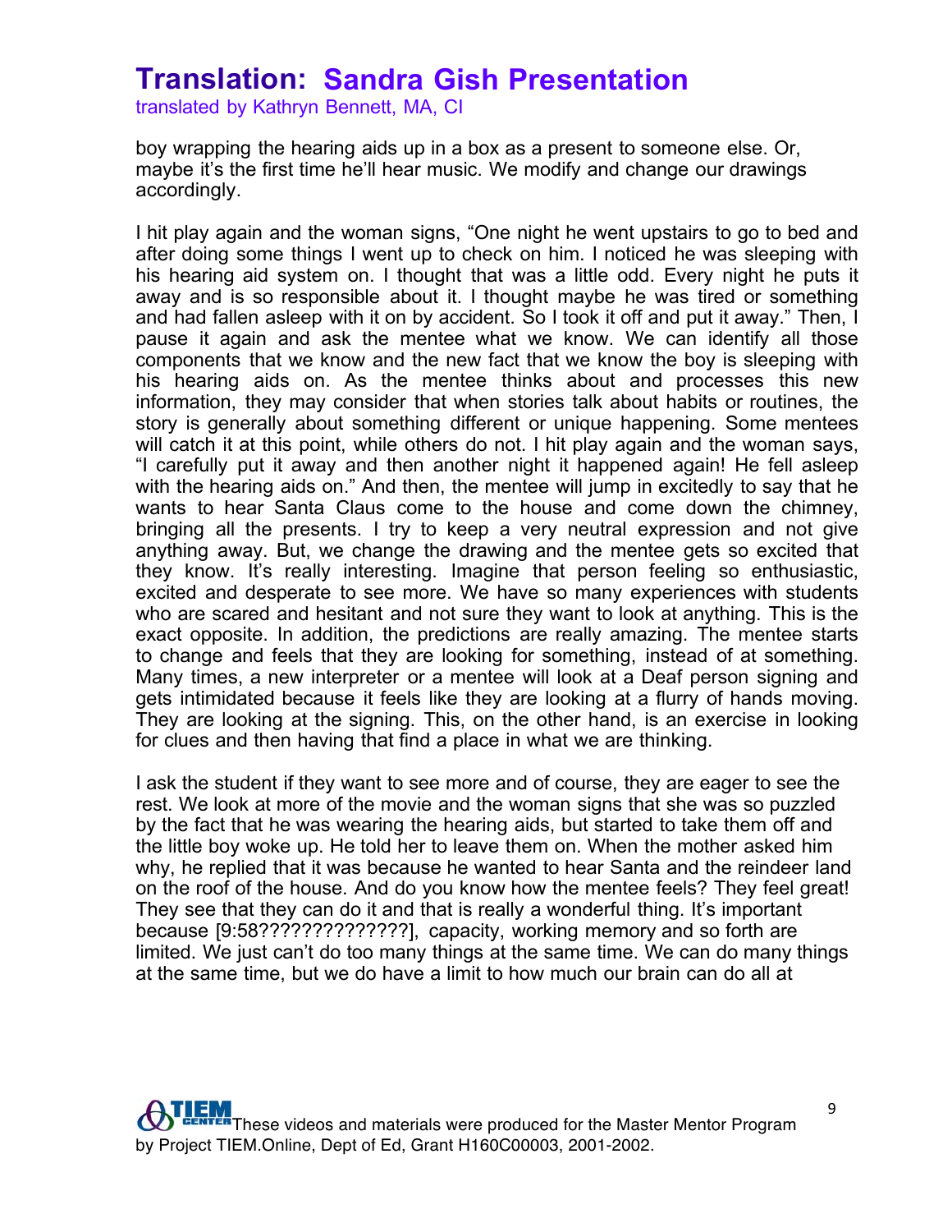boy wrapping the hearing aids up in a box as a present to someone else. Or, maybe it's the first time he'll hear music. We modify and change our drawings accordingly.

I hit play again and the woman signs, "One night he went upstairs to go to bed and after doing some things I went up to check on him. I noticed he was sleeping with his hearing aid system on. I thought that was a little odd. Every night he puts it away and is so responsible about it. I thought maybe he was tired or something and had fallen asleep with it on by accident. So I took it off and put it away." Then, I pause it again and ask the mentee what we know. We can identify all those components that we know and the new fact that we know the boy is sleeping with his hearing aids on. As the mentee thinks about and processes this new information, they may consider that when stories talk about habits or routines, the story is generally about something different or unique happening. Some mentees will catch it at this point, while others do not. I hit play again and the woman says, "I carefully put it away and then another night it happened again! He fell asleep with the hearing aids on." And then, the mentee will jump in excitedly to say that he wants to hear Santa Claus come to the house and come down the chimney, bringing all the presents. I try to keep a very neutral expression and not give anything away. But, we change the drawing and the mentee gets so excited that they know. It's really interesting. Imagine that person feeling so enthusiastic, excited and desperate to see more. We have so many experiences with students who are scared and hesitant and not sure they want to look at anything. This is the exact opposite. In addition, the predictions are really amazing. The mentee starts to change and feels that they are looking for something, instead of at something. Many times, a new interpreter or a mentee will look at a Deaf person signing and gets intimidated because it feels like they are looking at a flurry of hands moving. They are looking at the signing. This, on the other hand, is an exercise in looking for clues and then having that find a place in what we are thinking.

I ask the student if they want to see more and of course, they are eager to see the rest. We look at more of the movie and the woman signs that she was so puzzled by the fact that he was wearing the hearing aids, but started to take them off and the little boy woke up. He told her to leave them on. When the mother asked him why, he replied that it was because he wanted to hear Santa and the reindeer land on the roof of the house. And do you know how the mentee feels? They feel great! They see that they can do it and that is really a wonderful thing. It's important because [9:58??????????????], capacity, working memory and so forth are limited. We just can't do too many things at the same time. We can do many things at the same time, but we do have a limit to how much our brain can do all at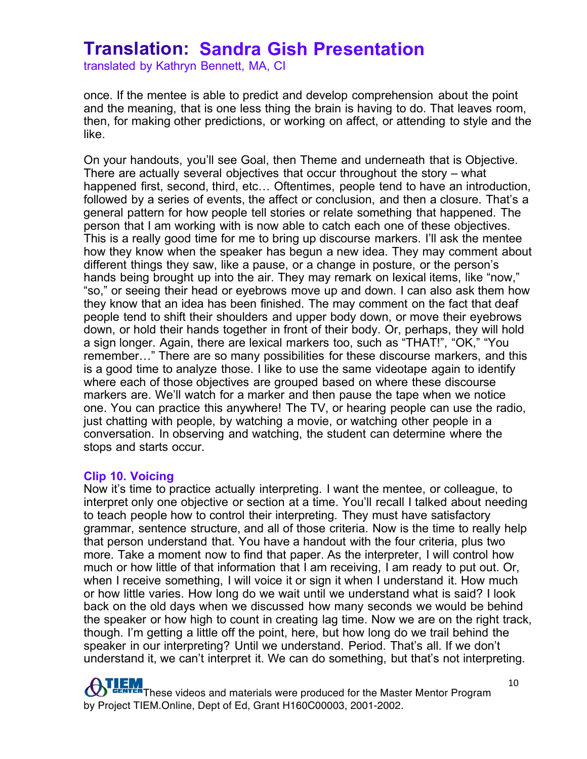once. If the mentee is able to predict and develop comprehension about the point and the meaning, that is one less thing the brain is having to do. That leaves room, then, for making other predictions, or working on affect, or attending to style and the like.

On your handouts, you'll see Goal, then Theme and underneath that is Objective. There are actually several objectives that occur throughout the story – what happened first, second, third, etc… Oftentimes, people tend to have an introduction, followed by a series of events, the affect or conclusion, and then a closure. That's a general pattern for how people tell stories or relate something that happened. The person that I am working with is now able to catch each one of these objectives. This is a really good time for me to bring up discourse markers. I'll ask the mentee how they know when the speaker has begun a new idea. They may comment about different things they saw, like a pause, or a change in posture, or the person's hands being brought up into the air. They may remark on lexical items, like "now," "so," or seeing their head or eyebrows move up and down. I can also ask them how they know that an idea has been finished. The may comment on the fact that deaf people tend to shift their shoulders and upper body down, or move their eyebrows down, or hold their hands together in front of their body. Or, perhaps, they will hold a sign longer. Again, there are lexical markers too, such as "THAT!", "OK," "You remember…" There are so many possibilities for these discourse markers, and this is a good time to analyze those. I like to use the same videotape again to identify where each of those objectives are grouped based on where these discourse markers are. We'll watch for a marker and then pause the tape when we notice one. You can practice this anywhere! The TV, or hearing people can use the radio, just chatting with people, by watching a movie, or watching other people in a conversation. In observing and watching, the student can determine where the stops and starts occur.

### Clip 10. Voicing

Now it's time to practice actually interpreting. I want the mentee, or colleague, to interpret only one objective or section at a time. You'll recall I talked about needing to teach people how to control their interpreting. They must have satisfactory grammar, sentence structure, and all of those criteria. Now is the time to really help that person understand that. You have a handout with the four criteria, plus two more. Take a moment now to find that paper. As the interpreter, I will control how much or how little of that information that I am receiving, I am ready to put out. Or, when I receive something, I will voice it or sign it when I understand it. How much or how little varies. How long do we wait until we understand what is said? I look back on the old days when we discussed how many seconds we would be behind the speaker or how high to count in creating lag time. Now we are on the right track, though. I'm getting a little off the point, here, but how long do we trail behind the speaker in our interpreting? Until we understand. Period. That's all. If we don't understand it, we can't interpret it. We can do something, but that's not interpreting.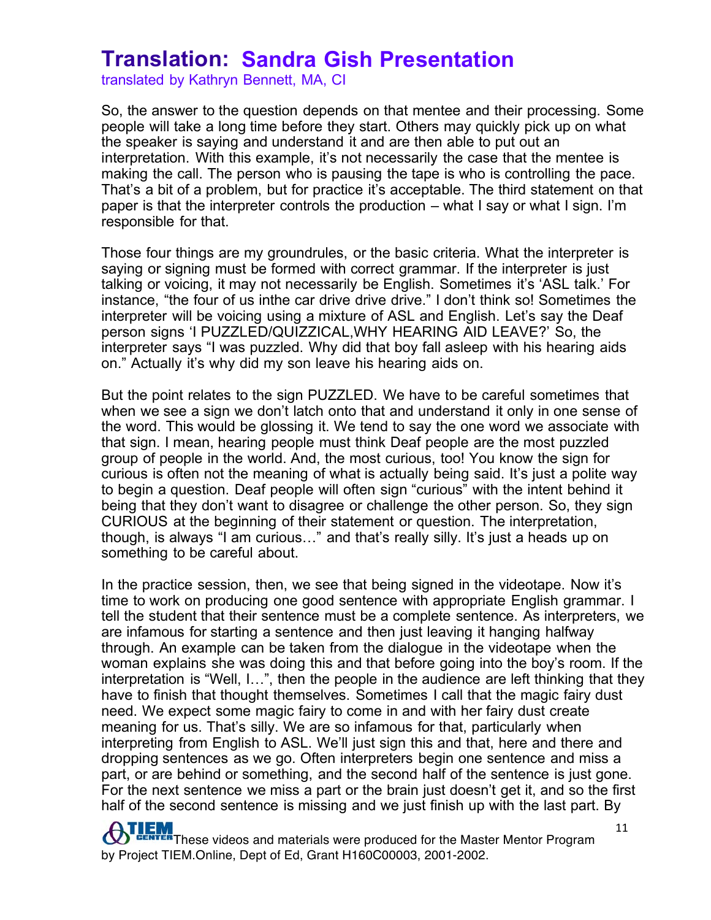# Translation: Sandra Gish Presentation

translated by Kathryn Bennett, MA, CI

So, the answer to the question depends on that mentee and their processing. Some people will take a long time before they start. Others may quickly pick up on what the speaker is saying and understand it and are then able to put out an interpretation. With this example, it's not necessarily the case that the mentee is making the call. The person who is pausing the tape is who is controlling the pace. That's a bit of a problem, but for practice it's acceptable. The third statement on that paper is that the interpreter controls the production – what I say or what I sign. I'm responsible for that.

Those four things are my groundrules, or the basic criteria. What the interpreter is saying or signing must be formed with correct grammar. If the interpreter is just talking or voicing, it may not necessarily be English. Sometimes it's 'ASL talk.' For instance, "the four of us inthe car drive drive drive." I don't think so! Sometimes the interpreter will be voicing using a mixture of ASL and English. Let's say the Deaf person signs 'I PUZZLED/QUIZZICAL,WHY HEARING AID LEAVE?' So, the interpreter says "I was puzzled. Why did that boy fall asleep with his hearing aids on." Actually it's why did my son leave his hearing aids on.

But the point relates to the sign PUZZLED. We have to be careful sometimes that when we see a sign we don't latch onto that and understand it only in one sense of the word. This would be glossing it. We tend to say the one word we associate with that sign. I mean, hearing people must think Deaf people are the most puzzled group of people in the world. And, the most curious, too! You know the sign for curious is often not the meaning of what is actually being said. It's just a polite way to begin a question. Deaf people will often sign "curious" with the intent behind it being that they don't want to disagree or challenge the other person. So, they sign CURIOUS at the beginning of their statement or question. The interpretation, though, is always "I am curious…" and that's really silly. It's just a heads up on something to be careful about.

In the practice session, then, we see that being signed in the videotape. Now it's time to work on producing one good sentence with appropriate English grammar. I tell the student that their sentence must be a complete sentence. As interpreters, we are infamous for starting a sentence and then just leaving it hanging halfway through. An example can be taken from the dialogue in the videotape when the woman explains she was doing this and that before going into the boy's room. If the interpretation is "Well, I…", then the people in the audience are left thinking that they have to finish that thought themselves. Sometimes I call that the magic fairy dust need. We expect some magic fairy to come in and with her fairy dust create meaning for us. That's silly. We are so infamous for that, particularly when interpreting from English to ASL. We'll just sign this and that, here and there and dropping sentences as we go. Often interpreters begin one sentence and miss a part, or are behind or something, and the second half of the sentence is just gone. For the next sentence we miss a part or the brain just doesn't get it, and so the first half of the second sentence is missing and we just finish up with the last part. By

These videos and materials were produced for the Master Mentor Program by Project TIEM.Online, Dept of Ed, Grant H160C00003, 2001-2002.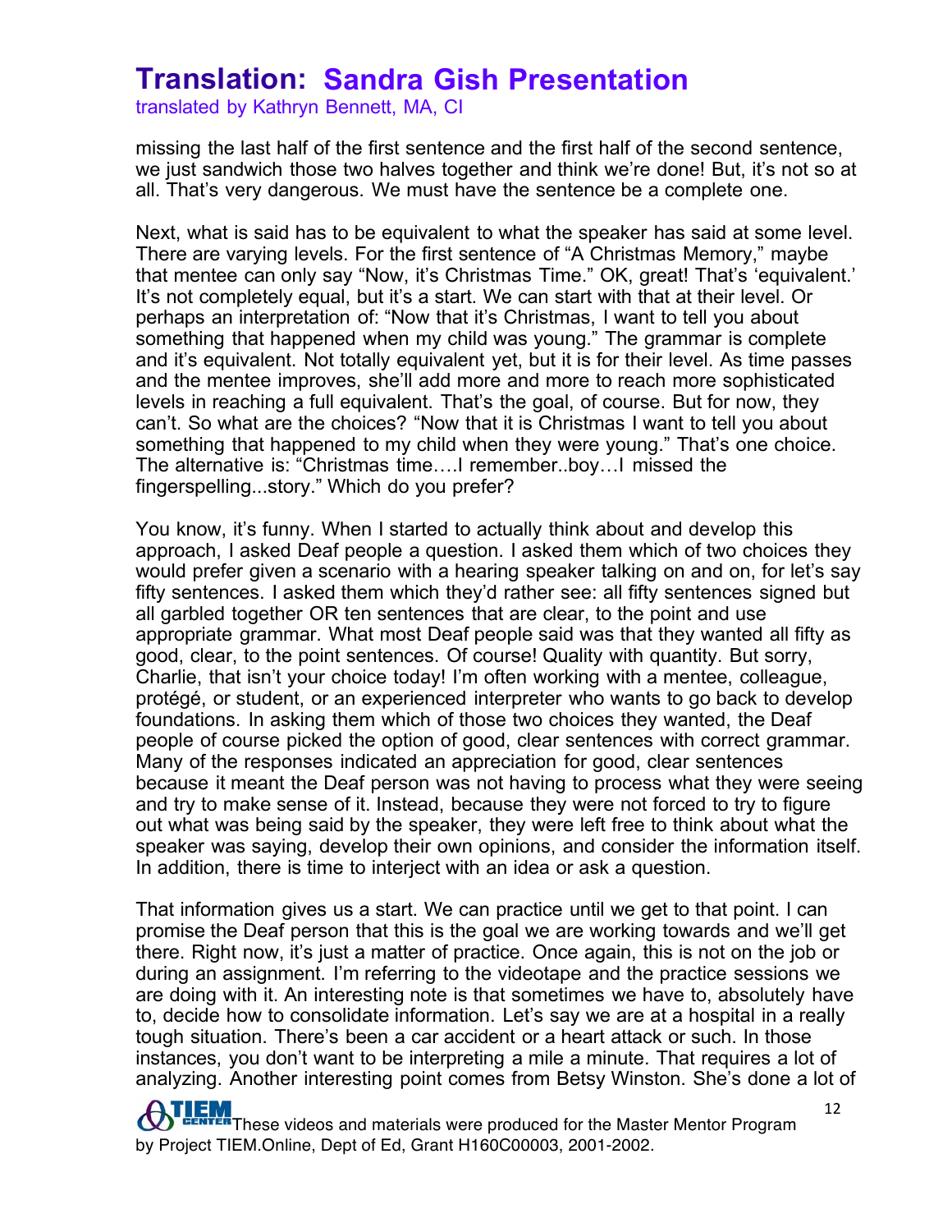missing the last half of the first sentence and the first half of the second sentence, we just sandwich those two halves together and think we're done! But, it's not so at all. That's very dangerous. We must have the sentence be a complete one.

Next, what is said has to be equivalent to what the speaker has said at some level. There are varying levels. For the first sentence of "A Christmas Memory," maybe that mentee can only say "Now, it's Christmas Time." OK, great! That's 'equivalent.' It's not completely equal, but it's a start. We can start with that at their level. Or perhaps an interpretation of: "Now that it's Christmas, I want to tell you about something that happened when my child was young." The grammar is complete and it's equivalent. Not totally equivalent yet, but it is for their level. As time passes and the mentee improves, she'll add more and more to reach more sophisticated levels in reaching a full equivalent. That's the goal, of course. But for now, they can't. So what are the choices? "Now that it is Christmas I want to tell you about something that happened to my child when they were young." That's one choice. The alternative is: "Christmas time….I remember..boy…I missed the fingerspelling...story." Which do you prefer?

You know, it's funny. When I started to actually think about and develop this approach, I asked Deaf people a question. I asked them which of two choices they would prefer given a scenario with a hearing speaker talking on and on, for let's say fifty sentences. I asked them which they'd rather see: all fifty sentences signed but all garbled together OR ten sentences that are clear, to the point and use appropriate grammar. What most Deaf people said was that they wanted all fifty as good, clear, to the point sentences. Of course! Quality with quantity. But sorry, Charlie, that isn't your choice today! I'm often working with a mentee, colleague, protégé, or student, or an experienced interpreter who wants to go back to develop foundations. In asking them which of those two choices they wanted, the Deaf people of course picked the option of good, clear sentences with correct grammar. Many of the responses indicated an appreciation for good, clear sentences because it meant the Deaf person was not having to process what they were seeing and try to make sense of it. Instead, because they were not forced to try to figure out what was being said by the speaker, they were left free to think about what the speaker was saying, develop their own opinions, and consider the information itself. In addition, there is time to interject with an idea or ask a question.

That information gives us a start. We can practice until we get to that point. I can promise the Deaf person that this is the goal we are working towards and we'll get there. Right now, it's just a matter of practice. Once again, this is not on the job or during an assignment. I'm referring to the videotape and the practice sessions we are doing with it. An interesting note is that sometimes we have to, absolutely have to, decide how to consolidate information. Let's say we are at a hospital in a really tough situation. There's been a car accident or a heart attack or such. In those instances, you don't want to be interpreting a mile a minute. That requires a lot of analyzing. Another interesting point comes from Betsy Winston. She's done a lot of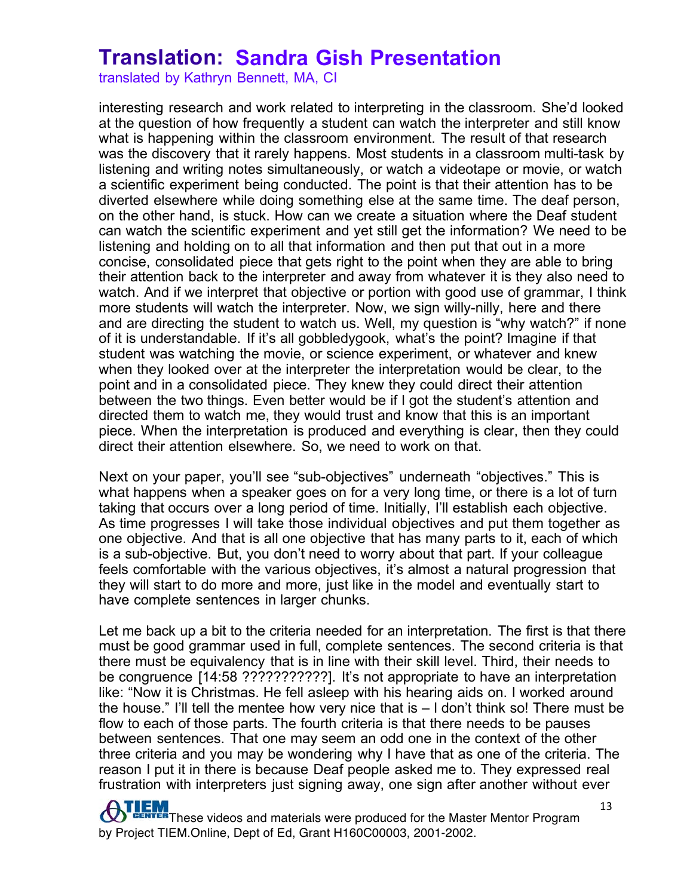interesting research and work related to interpreting in the classroom. She'd looked at the question of how frequently a student can watch the interpreter and still know what is happening within the classroom environment. The result of that research was the discovery that it rarely happens. Most students in a classroom multi-task by listening and writing notes simultaneously, or watch a videotape or movie, or watch a scientific experiment being conducted. The point is that their attention has to be diverted elsewhere while doing something else at the same time. The deaf person, on the other hand, is stuck. How can we create a situation where the Deaf student can watch the scientific experiment and yet still get the information? We need to be listening and holding on to all that information and then put that out in a more concise, consolidated piece that gets right to the point when they are able to bring their attention back to the interpreter and away from whatever it is they also need to watch. And if we interpret that objective or portion with good use of grammar, I think more students will watch the interpreter. Now, we sign willy-nilly, here and there and are directing the student to watch us. Well, my question is "why watch?" if none of it is understandable. If it's all gobbledygook, what's the point? Imagine if that student was watching the movie, or science experiment, or whatever and knew when they looked over at the interpreter the interpretation would be clear, to the point and in a consolidated piece. They knew they could direct their attention between the two things. Even better would be if I got the student's attention and directed them to watch me, they would trust and know that this is an important piece. When the interpretation is produced and everything is clear, then they could direct their attention elsewhere. So, we need to work on that.

Next on your paper, you'll see "sub-objectives" underneath "objectives." This is what happens when a speaker goes on for a very long time, or there is a lot of turn taking that occurs over a long period of time. Initially, I'll establish each objective. As time progresses I will take those individual objectives and put them together as one objective. And that is all one objective that has many parts to it, each of which is a sub-objective. But, you don't need to worry about that part. If your colleague feels comfortable with the various objectives, it's almost a natural progression that they will start to do more and more, just like in the model and eventually start to have complete sentences in larger chunks.

Let me back up a bit to the criteria needed for an interpretation. The first is that there must be good grammar used in full, complete sentences. The second criteria is that there must be equivalency that is in line with their skill level. Third, their needs to be congruence [14:58 ???????????]. It's not appropriate to have an interpretation like: "Now it is Christmas. He fell asleep with his hearing aids on. I worked around the house." I'll tell the mentee how very nice that is – I don't think so! There must be flow to each of those parts. The fourth criteria is that there needs to be pauses between sentences. That one may seem an odd one in the context of the other three criteria and you may be wondering why I have that as one of the criteria. The reason I put it in there is because Deaf people asked me to. They expressed real frustration with interpreters just signing away, one sign after another without ever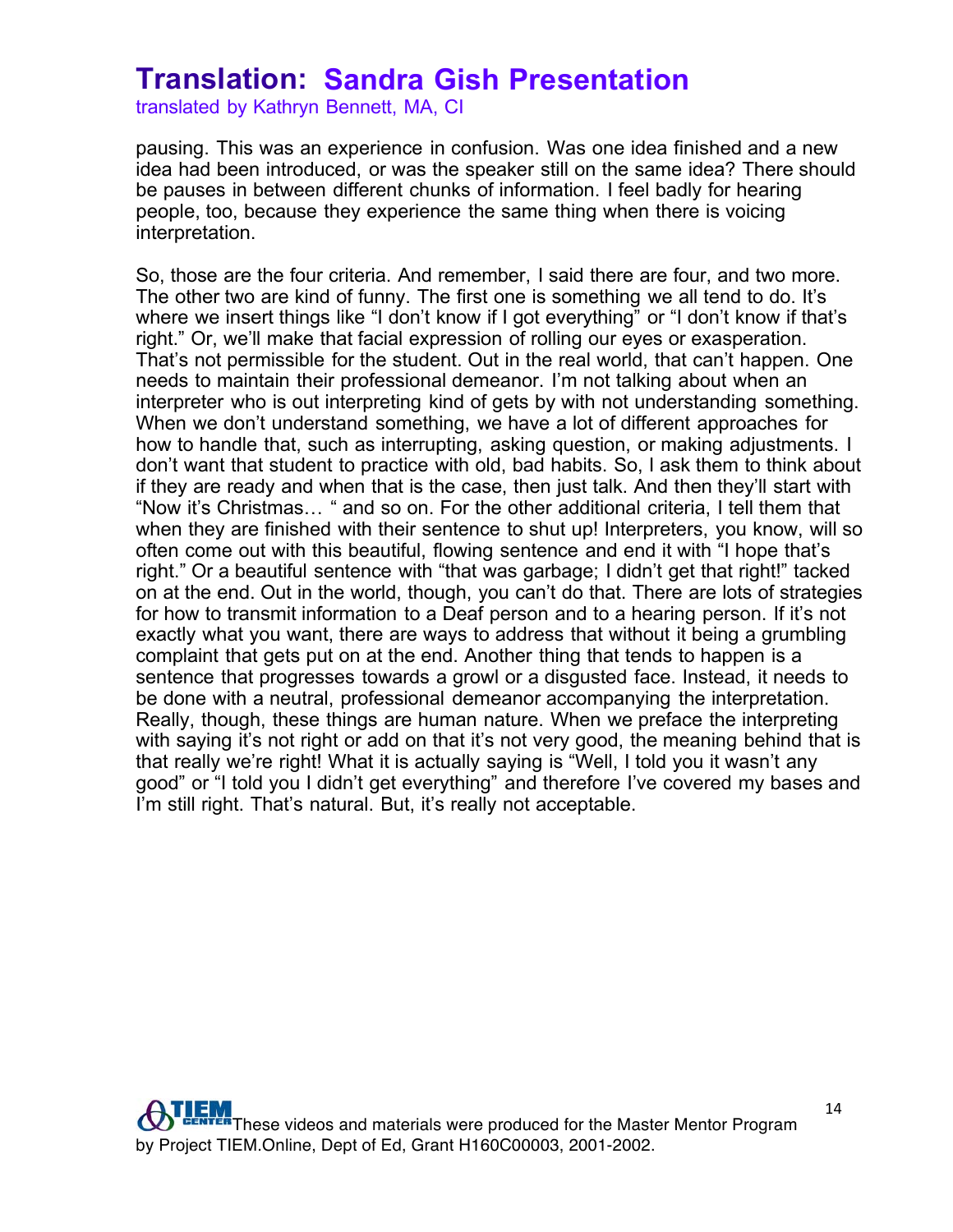pausing. This was an experience in confusion. Was one idea finished and a new idea had been introduced, or was the speaker still on the same idea? There should be pauses in between different chunks of information. I feel badly for hearing people, too, because they experience the same thing when there is voicing interpretation.

So, those are the four criteria. And remember, I said there are four, and two more. The other two are kind of funny. The first one is something we all tend to do. It's where we insert things like "I don't know if I got everything" or "I don't know if that's right." Or, we'll make that facial expression of rolling our eyes or exasperation. That's not permissible for the student. Out in the real world, that can't happen. One needs to maintain their professional demeanor. I'm not talking about when an interpreter who is out interpreting kind of gets by with not understanding something. When we don't understand something, we have a lot of different approaches for how to handle that, such as interrupting, asking question, or making adjustments. I don't want that student to practice with old, bad habits. So, I ask them to think about if they are ready and when that is the case, then just talk. And then they'll start with "Now it's Christmas… " and so on. For the other additional criteria, I tell them that when they are finished with their sentence to shut up! Interpreters, you know, will so often come out with this beautiful, flowing sentence and end it with "I hope that's right." Or a beautiful sentence with "that was garbage; I didn't get that right!" tacked on at the end. Out in the world, though, you can't do that. There are lots of strategies for how to transmit information to a Deaf person and to a hearing person. If it's not exactly what you want, there are ways to address that without it being a grumbling complaint that gets put on at the end. Another thing that tends to happen is a sentence that progresses towards a growl or a disgusted face. Instead, it needs to be done with a neutral, professional demeanor accompanying the interpretation. Really, though, these things are human nature. When we preface the interpreting with saying it's not right or add on that it's not very good, the meaning behind that is that really we're right! What it is actually saying is "Well, I told you it wasn't any good" or "I told you I didn't get everything" and therefore I've covered my bases and I'm still right. That's natural. But, it's really not acceptable.